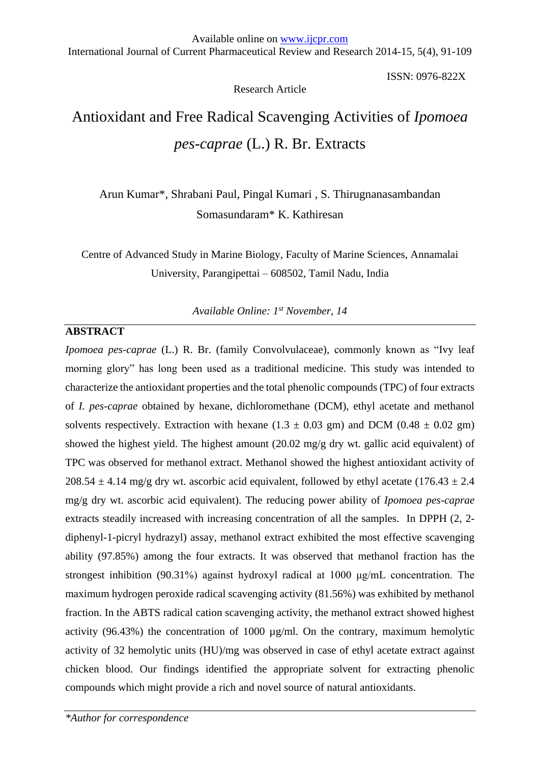Available online on www.ijcpr.com
International Journal of Current Pharmaceutical Review and Research 2014-15, 5(4), 91-109

ISSN: 0976-822X

Research Article

# Antioxidant and Free Radical Scavenging Activities of *Ipomoea pes-caprae* (L.) R. Br. Extracts

Arun Kumar*, Shrabani Paul, Pingal Kumari , S. Thirugnanasambandan Somasundaram* K. Kathiresan

Centre of Advanced Study in Marine Biology, Faculty of Marine Sciences, Annamalai University, Parangipettai – 608502, Tamil Nadu, India

*Available Online: 1st November, 14*

## ABSTRACT

*Ipomoea pes-caprae* (L.) R. Br. (family Convolvulaceae), commonly known as "Ivy leaf morning glory" has long been used as a traditional medicine. This study was intended to characterize the antioxidant properties and the total phenolic compounds (TPC) of four extracts of *I. pes-caprae* obtained by hexane, dichloromethane (DCM), ethyl acetate and methanol solvents respectively. Extraction with hexane (1.3 ± 0.03 gm) and DCM (0.48 ± 0.02 gm) showed the highest yield. The highest amount (20.02 mg/g dry wt. gallic acid equivalent) of TPC was observed for methanol extract. Methanol showed the highest antioxidant activity of 208.54 ± 4.14 mg/g dry wt. ascorbic acid equivalent, followed by ethyl acetate (176.43 ± 2.4 mg/g dry wt. ascorbic acid equivalent). The reducing power ability of *Ipomoea pes-caprae* extracts steadily increased with increasing concentration of all the samples. In DPPH (2, 2-diphenyl-1-picryl hydrazyl) assay, methanol extract exhibited the most effective scavenging ability (97.85%) among the four extracts. It was observed that methanol fraction has the strongest inhibition (90.31%) against hydroxyl radical at 1000 μg/mL concentration. The maximum hydrogen peroxide radical scavenging activity (81.56%) was exhibited by methanol fraction. In the ABTS radical cation scavenging activity, the methanol extract showed highest activity (96.43%) the concentration of 1000 μg/ml. On the contrary, maximum hemolytic activity of 32 hemolytic units (HU)/mg was observed in case of ethyl acetate extract against chicken blood. Our findings identified the appropriate solvent for extracting phenolic compounds which might provide a rich and novel source of natural antioxidants.

*\*Author for correspondence*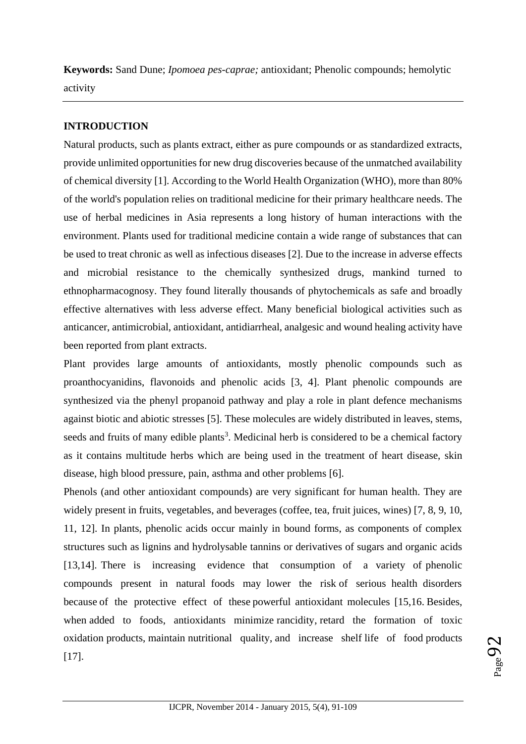**Keywords:** Sand Dune; *Ipomoea pes-caprae;* antioxidant; Phenolic compounds; hemolytic activity

## INTRODUCTION

Natural products, such as plants extract, either as pure compounds or as standardized extracts, provide unlimited opportunities for new drug discoveries because of the unmatched availability of chemical diversity [1]. According to the World Health Organization (WHO), more than 80% of the world's population relies on traditional medicine for their primary healthcare needs. The use of herbal medicines in Asia represents a long history of human interactions with the environment. Plants used for traditional medicine contain a wide range of substances that can be used to treat chronic as well as infectious diseases [2]. Due to the increase in adverse effects and microbial resistance to the chemically synthesized drugs, mankind turned to ethnopharmacognosy. They found literally thousands of phytochemicals as safe and broadly effective alternatives with less adverse effect. Many beneficial biological activities such as anticancer, antimicrobial, antioxidant, antidiarrheal, analgesic and wound healing activity have been reported from plant extracts.

Plant provides large amounts of antioxidants, mostly phenolic compounds such as proanthocyanidins, flavonoids and phenolic acids [3, 4]. Plant phenolic compounds are synthesized via the phenyl propanoid pathway and play a role in plant defence mechanisms against biotic and abiotic stresses [5]. These molecules are widely distributed in leaves, stems, seeds and fruits of many edible plants[3]. Medicinal herb is considered to be a chemical factory as it contains multitude herbs which are being used in the treatment of heart disease, skin disease, high blood pressure, pain, asthma and other problems [6].

Phenols (and other antioxidant compounds) are very significant for human health. They are widely present in fruits, vegetables, and beverages (coffee, tea, fruit juices, wines) [7, 8, 9, 10, 11, 12]. In plants, phenolic acids occur mainly in bound forms, as components of complex structures such as lignins and hydrolysable tannins or derivatives of sugars and organic acids [13,14]. There is increasing evidence that consumption of a variety of phenolic compounds present in natural foods may lower the risk of serious health disorders because of the protective effect of these powerful antioxidant molecules [15,16. Besides, when added to foods, antioxidants minimize rancidity, retard the formation of toxic oxidation products, maintain nutritional quality, and increase shelf life of food products [17].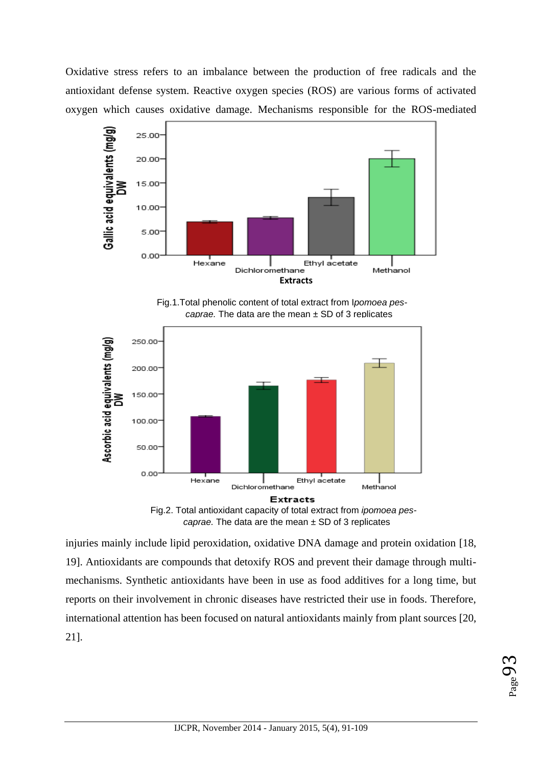Oxidative stress refers to an imbalance between the production of free radicals and the antioxidant defense system. Reactive oxygen species (ROS) are various forms of activated oxygen which causes oxidative damage. Mechanisms responsible for the ROS-mediated

Fig.1.Total phenolic content of total extract from I*pomoea pes-caprae.* The data are the mean ± SD of 3 replicates

Fig.2. Total antioxidant capacity of total extract from *ipomoea pes-caprae.* The data are the mean ± SD of 3 replicates

injuries mainly include lipid peroxidation, oxidative DNA damage and protein oxidation [18, 19]. Antioxidants are compounds that detoxify ROS and prevent their damage through multi-mechanisms. Synthetic antioxidants have been in use as food additives for a long time, but reports on their involvement in chronic diseases have restricted their use in foods. Therefore, international attention has been focused on natural antioxidants mainly from plant sources [20, 21].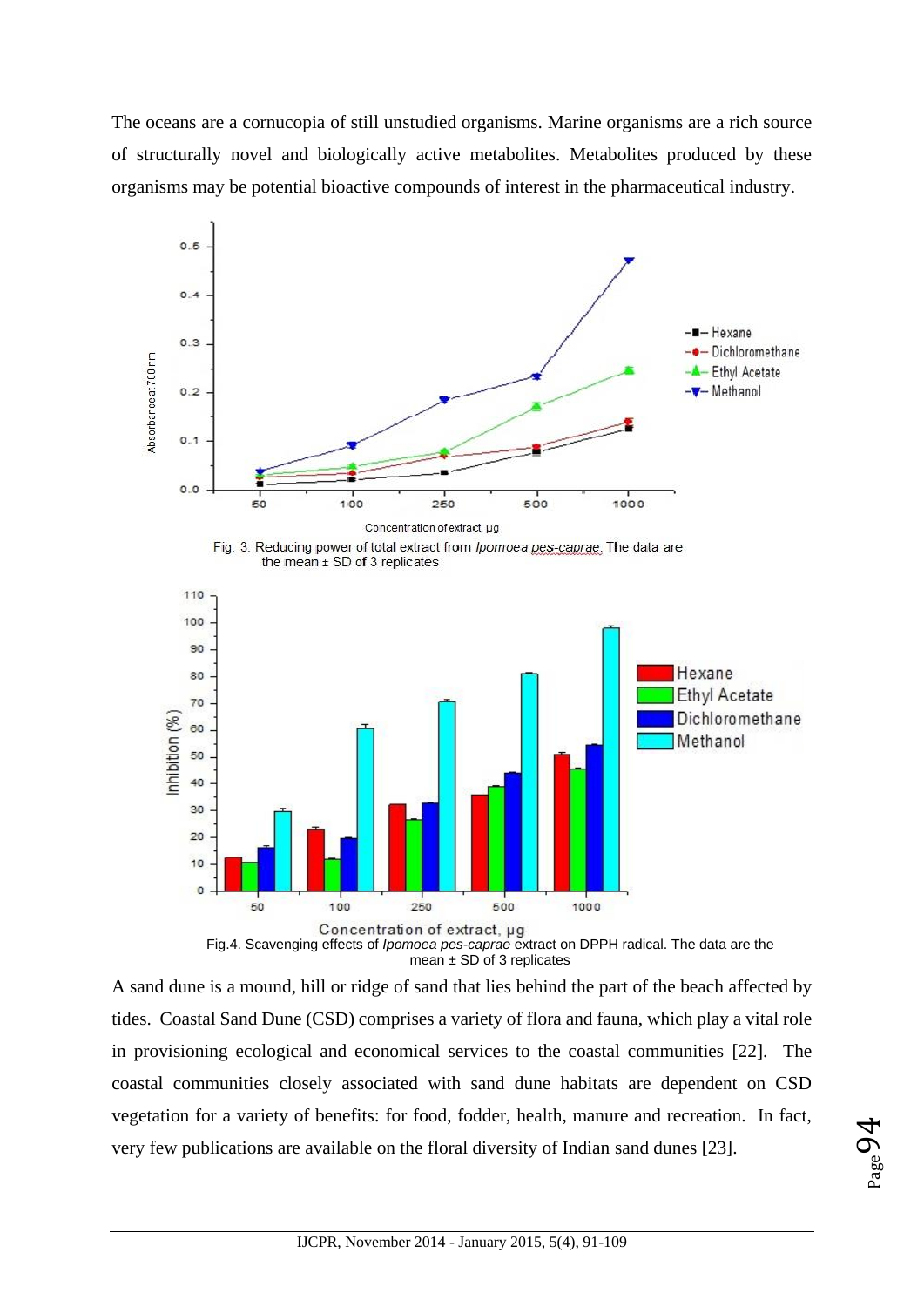The oceans are a cornucopia of still unstudied organisms. Marine organisms are a rich source of structurally novel and biologically active metabolites. Metabolites produced by these organisms may be potential bioactive compounds of interest in the pharmaceutical industry.

Fig. 3. Reducing power of total extract from *Ipomoea pes-caprae*. The data are the mean ± SD of 3 replicates

Fig.4. Scavenging effects of *Ipomoea pes-caprae* extract on DPPH radical. The data are the mean ± SD of 3 replicates

A sand dune is a mound, hill or ridge of sand that lies behind the part of the beach affected by tides. Coastal Sand Dune (CSD) comprises a variety of flora and fauna, which play a vital role in provisioning ecological and economical services to the coastal communities [22]. The coastal communities closely associated with sand dune habitats are dependent on CSD vegetation for a variety of benefits: for food, fodder, health, manure and recreation. In fact, very few publications are available on the floral diversity of Indian sand dunes [23].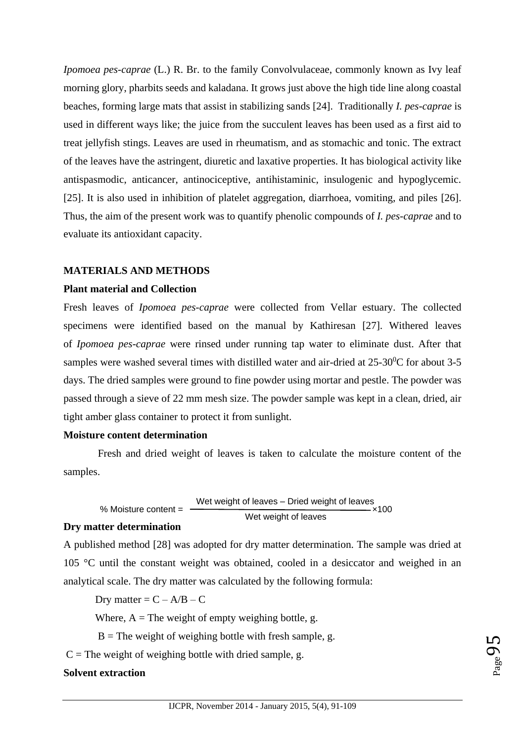*Ipomoea pes-caprae* (L.) R. Br. to the family Convolvulaceae, commonly known as Ivy leaf morning glory, pharbits seeds and kaladana. It grows just above the high tide line along coastal beaches, forming large mats that assist in stabilizing sands [24]. Traditionally *I. pes-caprae* is used in different ways like; the juice from the succulent leaves has been used as a first aid to treat jellyfish stings. Leaves are used in rheumatism, and as stomachic and tonic. The extract of the leaves have the astringent, diuretic and laxative properties. It has biological activity like antispasmodic, anticancer, antinociceptive, antihistaminic, insulogenic and hypoglycemic. [25]. It is also used in inhibition of platelet aggregation, diarrhoea, vomiting, and piles [26]. Thus, the aim of the present work was to quantify phenolic compounds of *I. pes-caprae* and to evaluate its antioxidant capacity.

## MATERIALS AND METHODS

### Plant material and Collection

Fresh leaves of *Ipomoea pes-caprae* were collected from Vellar estuary. The collected specimens were identified based on the manual by Kathiresan [27]. Withered leaves of *Ipomoea pes-caprae* were rinsed under running tap water to eliminate dust. After that samples were washed several times with distilled water and air-dried at 25-30$^0$C for about 3-5 days. The dried samples were ground to fine powder using mortar and pestle. The powder was passed through a sieve of 22 mm mesh size. The powder sample was kept in a clean, dried, air tight amber glass container to protect it from sunlight.

### Moisture content determination

Fresh and dried weight of leaves is taken to calculate the moisture content of the samples.

$$\text{\% Moisture content} = \frac{\text{Wet weight of leaves} - \text{Dried weight of leaves}}{\text{Wet weight of leaves}} \times 100$$

### Dry matter determination

A published method [28] was adopted for dry matter determination. The sample was dried at 105 °C until the constant weight was obtained, cooled in a desiccator and weighed in an analytical scale. The dry matter was calculated by the following formula:

Dry matter = C – A/B – C

Where, A = The weight of empty weighing bottle, g.

B = The weight of weighing bottle with fresh sample, g.

C = The weight of weighing bottle with dried sample, g.

### Solvent extraction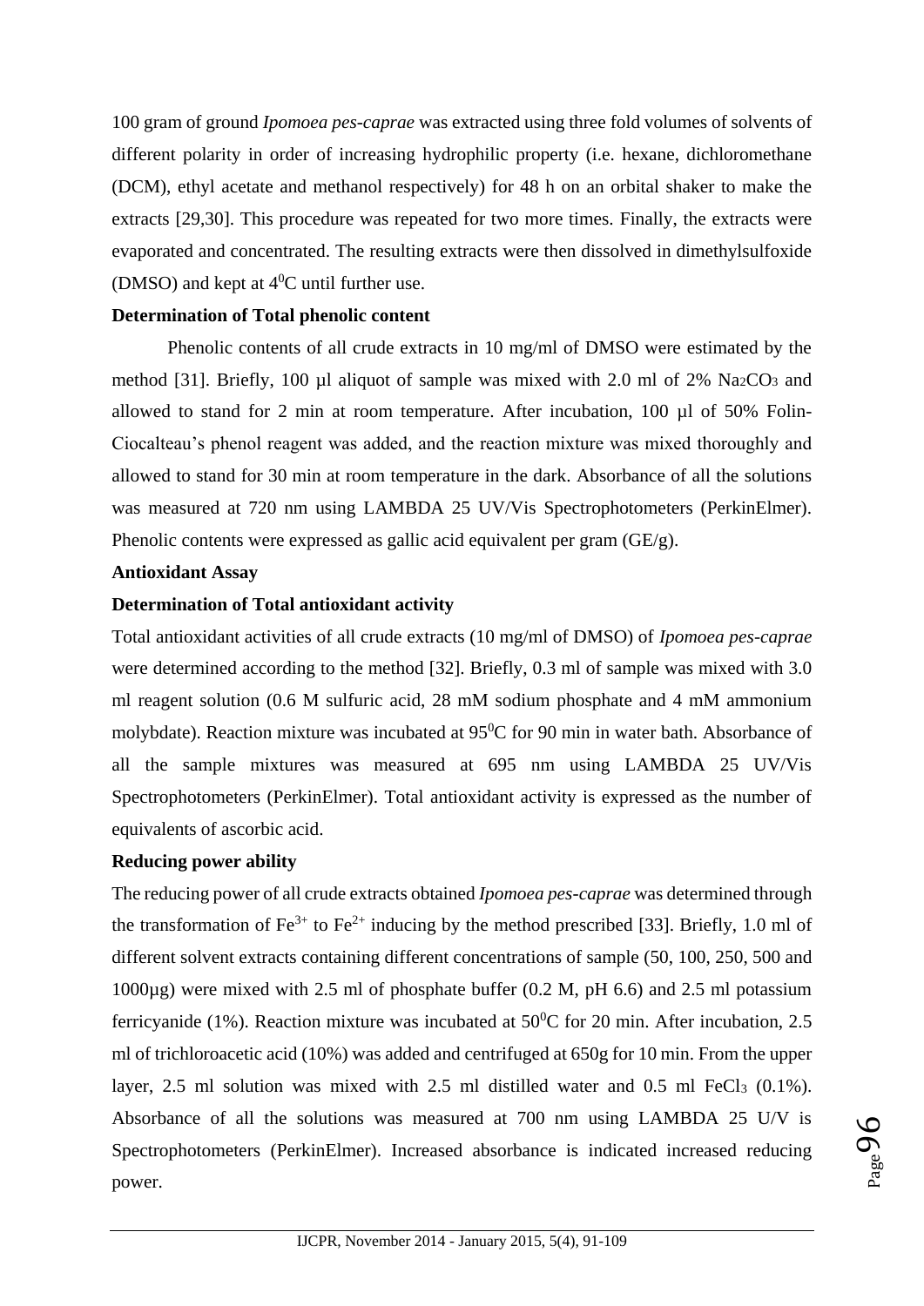100 gram of ground *Ipomoea pes-caprae* was extracted using three fold volumes of solvents of different polarity in order of increasing hydrophilic property (i.e. hexane, dichloromethane (DCM), ethyl acetate and methanol respectively) for 48 h on an orbital shaker to make the extracts [29,30]. This procedure was repeated for two more times. Finally, the extracts were evaporated and concentrated. The resulting extracts were then dissolved in dimethylsulfoxide (DMSO) and kept at $4^0$C until further use.

**Determination of Total phenolic content**

Phenolic contents of all crude extracts in 10 mg/ml of DMSO were estimated by the method [31]. Briefly, 100 µl aliquot of sample was mixed with 2.0 ml of 2% $Na_2CO_3$ and allowed to stand for 2 min at room temperature. After incubation, 100 µl of 50% Folin-Ciocalteau's phenol reagent was added, and the reaction mixture was mixed thoroughly and allowed to stand for 30 min at room temperature in the dark. Absorbance of all the solutions was measured at 720 nm using LAMBDA 25 UV/Vis Spectrophotometers (PerkinElmer). Phenolic contents were expressed as gallic acid equivalent per gram (GE/g).

**Antioxidant Assay**

**Determination of Total antioxidant activity**

Total antioxidant activities of all crude extracts (10 mg/ml of DMSO) of *Ipomoea pes-caprae* were determined according to the method [32]. Briefly, 0.3 ml of sample was mixed with 3.0 ml reagent solution (0.6 M sulfuric acid, 28 mM sodium phosphate and 4 mM ammonium molybdate). Reaction mixture was incubated at $95^0$C for 90 min in water bath. Absorbance of all the sample mixtures was measured at 695 nm using LAMBDA 25 UV/Vis Spectrophotometers (PerkinElmer). Total antioxidant activity is expressed as the number of equivalents of ascorbic acid.

**Reducing power ability**

The reducing power of all crude extracts obtained *Ipomoea pes-caprae* was determined through the transformation of $Fe^{3+}$ to $Fe^{2+}$ inducing by the method prescribed [33]. Briefly, 1.0 ml of different solvent extracts containing different concentrations of sample (50, 100, 250, 500 and 1000µg) were mixed with 2.5 ml of phosphate buffer (0.2 M, pH 6.6) and 2.5 ml potassium ferricyanide (1%). Reaction mixture was incubated at $50^0$C for 20 min. After incubation, 2.5 ml of trichloroacetic acid (10%) was added and centrifuged at 650g for 10 min. From the upper layer, 2.5 ml solution was mixed with 2.5 ml distilled water and 0.5 ml $FeCl_3$ (0.1%). Absorbance of all the solutions was measured at 700 nm using LAMBDA 25 U/V is Spectrophotometers (PerkinElmer). Increased absorbance is indicated increased reducing power.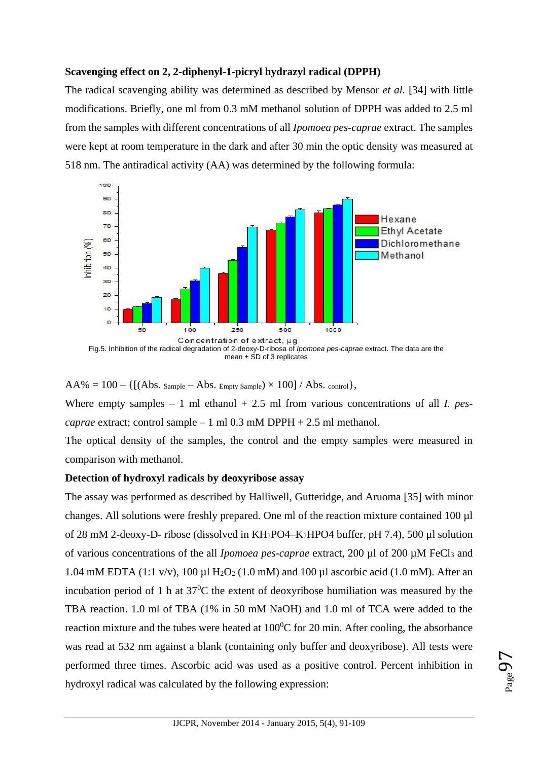**Scavenging effect on 2, 2-diphenyl-1-picryl hydrazyl radical (DPPH)**

The radical scavenging ability was determined as described by Mensor *et al.* [34] with little modifications. Briefly, one ml from 0.3 mM methanol solution of DPPH was added to 2.5 ml from the samples with different concentrations of all *Ipomoea pes-caprae* extract. The samples were kept at room temperature in the dark and after 30 min the optic density was measured at 518 nm. The antiradical activity (AA) was determined by the following formula:

Fig.5. Inhibition of the radical degradation of 2-deoxy-D-ribosa of *Ipomoea pes-caprae* extract. The data are the mean ± SD of 3 replicates

$AA\% = 100 - \{[(Abs._{Sample} - Abs._{Empty\ Sample}) \times 100] / Abs._{control}\}$,

Where empty samples – 1 ml ethanol + 2.5 ml from various concentrations of all *I. pes-caprae* extract; control sample – 1 ml 0.3 mM DPPH + 2.5 ml methanol.

The optical density of the samples, the control and the empty samples were measured in comparison with methanol.

**Detection of hydroxyl radicals by deoxyribose assay**

The assay was performed as described by Halliwell, Gutteridge, and Aruoma [35] with minor changes. All solutions were freshly prepared. One ml of the reaction mixture contained 100 µl of 28 mM 2-deoxy-D- ribose (dissolved in $KH_2PO4$–$K_2HPO4$ buffer, pH 7.4), 500 µl solution of various concentrations of the all *Ipomoea pes-caprae* extract, 200 µl of 200 µM $FeCl_3$ and 1.04 mM EDTA (1:1 v/v), 100 µl $H_2O_2$ (1.0 mM) and 100 µl ascorbic acid (1.0 mM). After an incubation period of 1 h at $37^0$C the extent of deoxyribose humiliation was measured by the TBA reaction. 1.0 ml of TBA (1% in 50 mM NaOH) and 1.0 ml of TCA were added to the reaction mixture and the tubes were heated at $100^0$C for 20 min. After cooling, the absorbance was read at 532 nm against a blank (containing only buffer and deoxyribose). All tests were performed three times. Ascorbic acid was used as a positive control. Percent inhibition in hydroxyl radical was calculated by the following expression: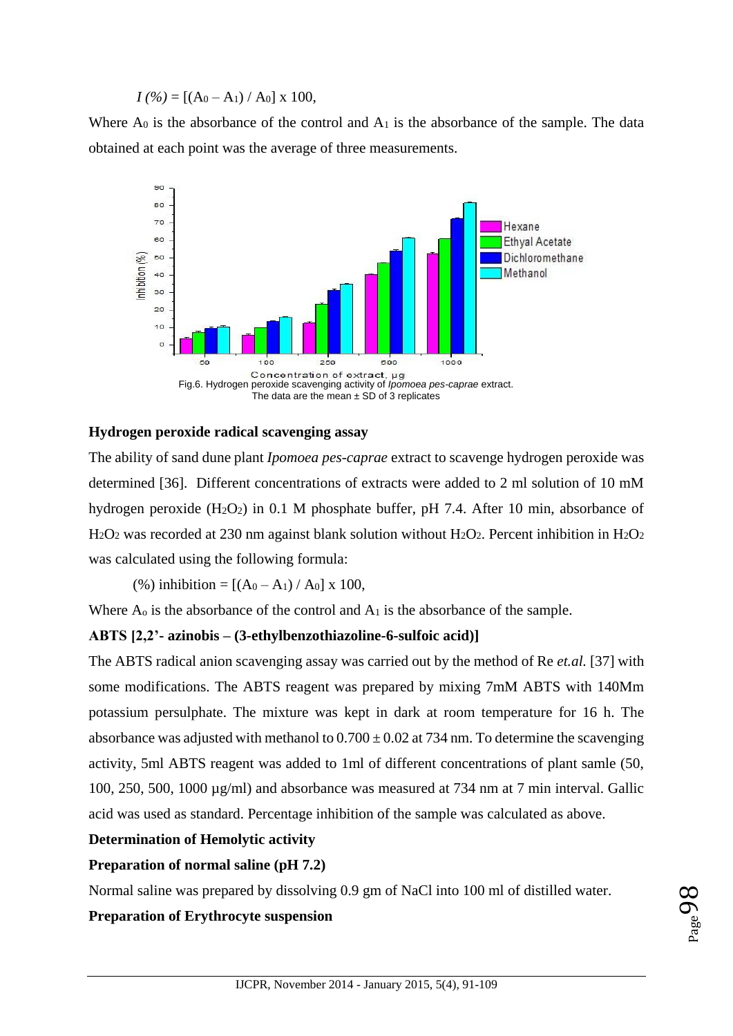$I\ (\%) = [(A_0 – A_1) / A_0] \times 100$,

Where $A_0$ is the absorbance of the control and $A_1$ is the absorbance of the sample. The data obtained at each point was the average of three measurements.

Fig.6. Hydrogen peroxide scavenging activity of *Ipomoea pes-caprae* extract. The data are the mean ± SD of 3 replicates

**Hydrogen peroxide radical scavenging assay**

The ability of sand dune plant *Ipomoea pes-caprae* extract to scavenge hydrogen peroxide was determined [36]. Different concentrations of extracts were added to 2 ml solution of 10 mM hydrogen peroxide ($H_2O_2$) in 0.1 M phosphate buffer, pH 7.4. After 10 min, absorbance of $H_2O_2$ was recorded at 230 nm against blank solution without $H_2O_2$. Percent inhibition in $H_2O_2$ was calculated using the following formula:

(%) inhibition = $[(A_0 – A_1) / A_0] \times 100$,

Where $A_o$ is the absorbance of the control and $A_1$ is the absorbance of the sample.

**ABTS [2,2'- azinobis – (3-ethylbenzothiazoline-6-sulfoic acid)]**

The ABTS radical anion scavenging assay was carried out by the method of Re *et.al.* [37] with some modifications. The ABTS reagent was prepared by mixing 7mM ABTS with 140Mm potassium persulphate. The mixture was kept in dark at room temperature for 16 h. The absorbance was adjusted with methanol to 0.700 ± 0.02 at 734 nm. To determine the scavenging activity, 5ml ABTS reagent was added to 1ml of different concentrations of plant samle (50, 100, 250, 500, 1000 µg/ml) and absorbance was measured at 734 nm at 7 min interval. Gallic acid was used as standard. Percentage inhibition of the sample was calculated as above.

**Determination of Hemolytic activity**

**Preparation of normal saline (pH 7.2)**

Normal saline was prepared by dissolving 0.9 gm of NaCl into 100 ml of distilled water.

**Preparation of Erythrocyte suspension**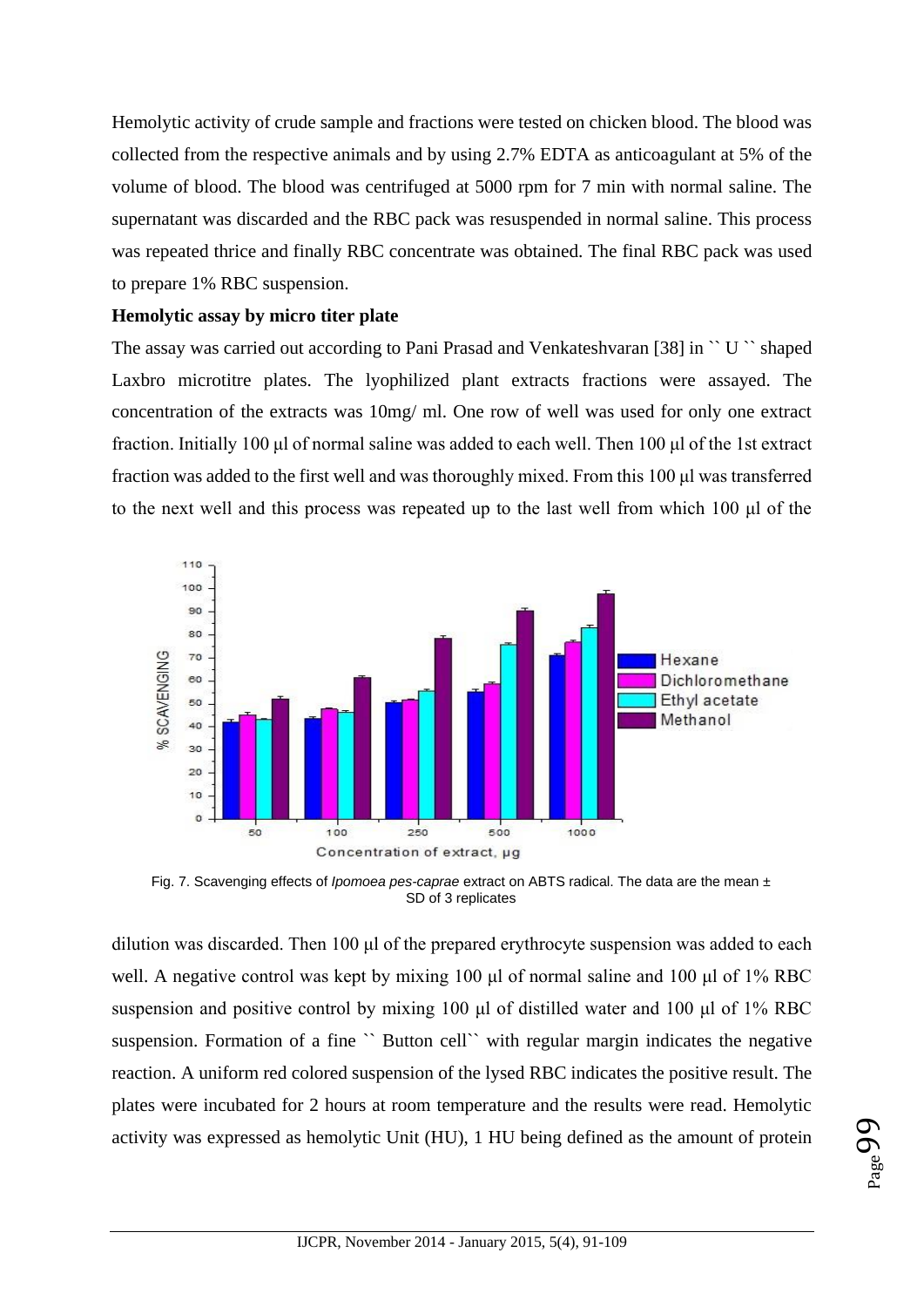Hemolytic activity of crude sample and fractions were tested on chicken blood. The blood was collected from the respective animals and by using 2.7% EDTA as anticoagulant at 5% of the volume of blood. The blood was centrifuged at 5000 rpm for 7 min with normal saline. The supernatant was discarded and the RBC pack was resuspended in normal saline. This process was repeated thrice and finally RBC concentrate was obtained. The final RBC pack was used to prepare 1% RBC suspension.

**Hemolytic assay by micro titer plate**

The assay was carried out according to Pani Prasad and Venkateshvaran [38] in `` U `` shaped Laxbro microtitre plates. The lyophilized plant extracts fractions were assayed. The concentration of the extracts was 10mg/ ml. One row of well was used for only one extract fraction. Initially 100 µl of normal saline was added to each well. Then 100 µl of the 1st extract fraction was added to the first well and was thoroughly mixed. From this 100 µl was transferred to the next well and this process was repeated up to the last well from which 100 µl of the

Fig. 7. Scavenging effects of *Ipomoea pes-caprae* extract on ABTS radical. The data are the mean ± SD of 3 replicates

dilution was discarded. Then 100 µl of the prepared erythrocyte suspension was added to each well. A negative control was kept by mixing 100 µl of normal saline and 100 µl of 1% RBC suspension and positive control by mixing 100 µl of distilled water and 100 µl of 1% RBC suspension. Formation of a fine `` Button cell`` with regular margin indicates the negative reaction. A uniform red colored suspension of the lysed RBC indicates the positive result. The plates were incubated for 2 hours at room temperature and the results were read. Hemolytic activity was expressed as hemolytic Unit (HU), 1 HU being defined as the amount of protein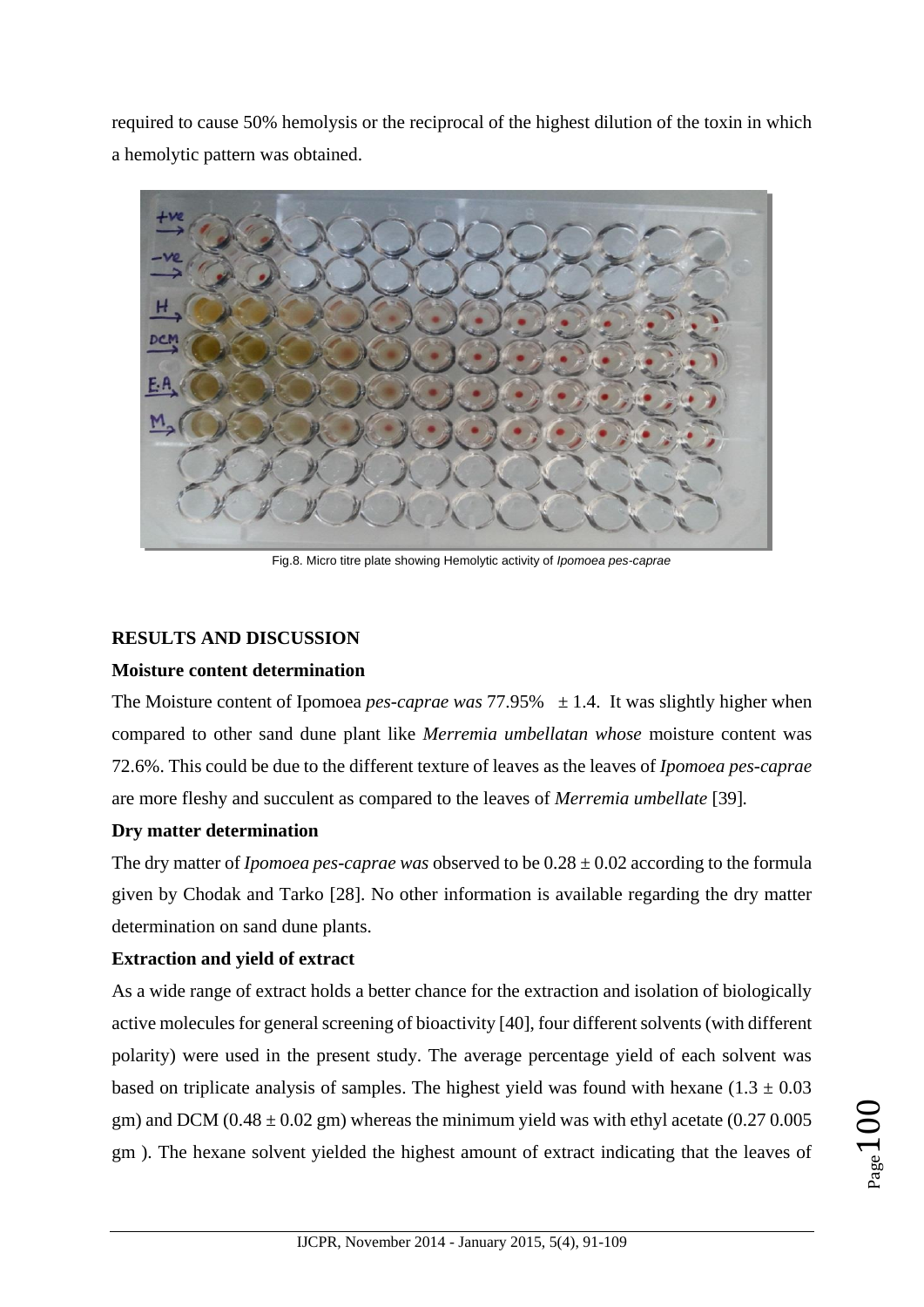required to cause 50% hemolysis or the reciprocal of the highest dilution of the toxin in which a hemolytic pattern was obtained.

Fig.8. Micro titre plate showing Hemolytic activity of *Ipomoea pes-caprae*

## RESULTS AND DISCUSSION

### Moisture content determination

The Moisture content of Ipomoea *pes-caprae was* 77.95% ± 1.4. It was slightly higher when compared to other sand dune plant like *Merremia umbellatan whose* moisture content was 72.6%. This could be due to the different texture of leaves as the leaves of *Ipomoea pes-caprae* are more fleshy and succulent as compared to the leaves of *Merremia umbellate* [39].

### Dry matter determination

The dry matter of *Ipomoea pes-caprae was* observed to be 0.28 ± 0.02 according to the formula given by Chodak and Tarko [28]. No other information is available regarding the dry matter determination on sand dune plants.

### Extraction and yield of extract

As a wide range of extract holds a better chance for the extraction and isolation of biologically active molecules for general screening of bioactivity [40], four different solvents (with different polarity) were used in the present study. The average percentage yield of each solvent was based on triplicate analysis of samples. The highest yield was found with hexane (1.3 ± 0.03 gm) and DCM (0.48 ± 0.02 gm) whereas the minimum yield was with ethyl acetate (0.27 0.005 gm ). The hexane solvent yielded the highest amount of extract indicating that the leaves of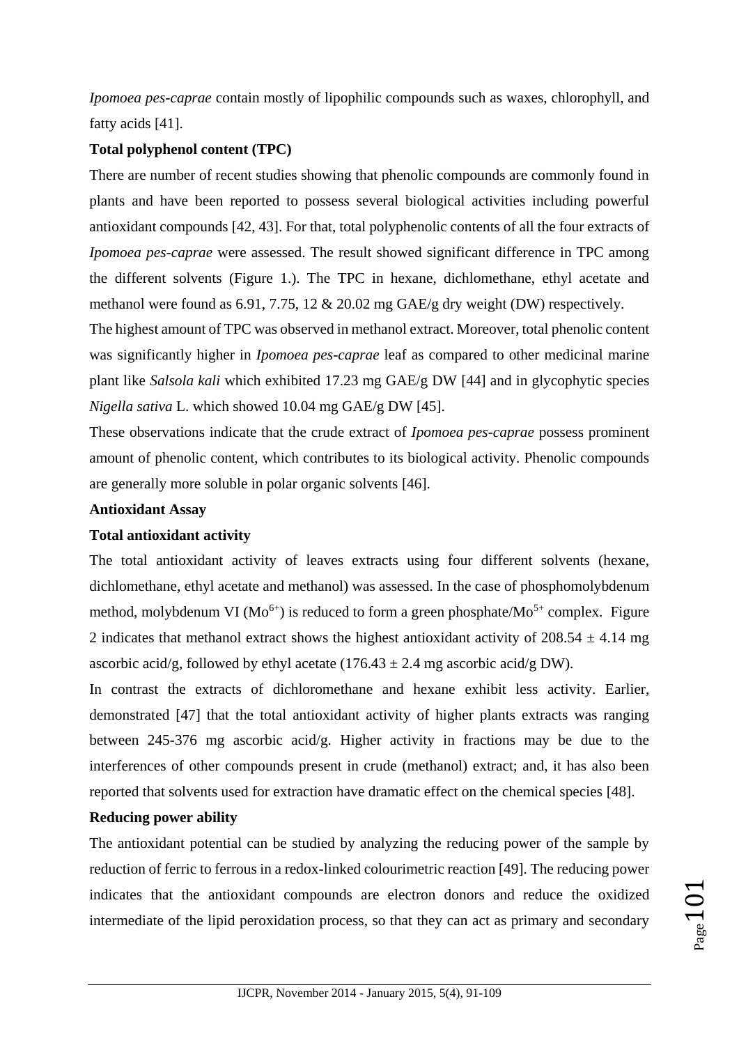*Ipomoea pes-caprae* contain mostly of lipophilic compounds such as waxes, chlorophyll, and fatty acids [41].

**Total polyphenol content (TPC)**

There are number of recent studies showing that phenolic compounds are commonly found in plants and have been reported to possess several biological activities including powerful antioxidant compounds [42, 43]. For that, total polyphenolic contents of all the four extracts of *Ipomoea pes-caprae* were assessed. The result showed significant difference in TPC among the different solvents (Figure 1.). The TPC in hexane, dichlomethane, ethyl acetate and methanol were found as 6.91, 7.75, 12 & 20.02 mg GAE/g dry weight (DW) respectively.

The highest amount of TPC was observed in methanol extract. Moreover, total phenolic content was significantly higher in *Ipomoea pes-caprae* leaf as compared to other medicinal marine plant like *Salsola kali* which exhibited 17.23 mg GAE/g DW [44] and in glycophytic species *Nigella sativa* L. which showed 10.04 mg GAE/g DW [45].

These observations indicate that the crude extract of *Ipomoea pes-caprae* possess prominent amount of phenolic content, which contributes to its biological activity. Phenolic compounds are generally more soluble in polar organic solvents [46].

**Antioxidant Assay**

**Total antioxidant activity**

The total antioxidant activity of leaves extracts using four different solvents (hexane, dichlomethane, ethyl acetate and methanol) was assessed. In the case of phosphomolybdenum method, molybdenum VI ($Mo^{6+}$) is reduced to form a green phosphate/$Mo^{5+}$ complex. Figure 2 indicates that methanol extract shows the highest antioxidant activity of $208.54 \pm 4.14$ mg ascorbic acid/g, followed by ethyl acetate ($176.43 \pm 2.4$ mg ascorbic acid/g DW).

In contrast the extracts of dichloromethane and hexane exhibit less activity. Earlier, demonstrated [47] that the total antioxidant activity of higher plants extracts was ranging between 245-376 mg ascorbic acid/g. Higher activity in fractions may be due to the interferences of other compounds present in crude (methanol) extract; and, it has also been reported that solvents used for extraction have dramatic effect on the chemical species [48].

**Reducing power ability**

The antioxidant potential can be studied by analyzing the reducing power of the sample by reduction of ferric to ferrous in a redox-linked colourimetric reaction [49]. The reducing power indicates that the antioxidant compounds are electron donors and reduce the oxidized intermediate of the lipid peroxidation process, so that they can act as primary and secondary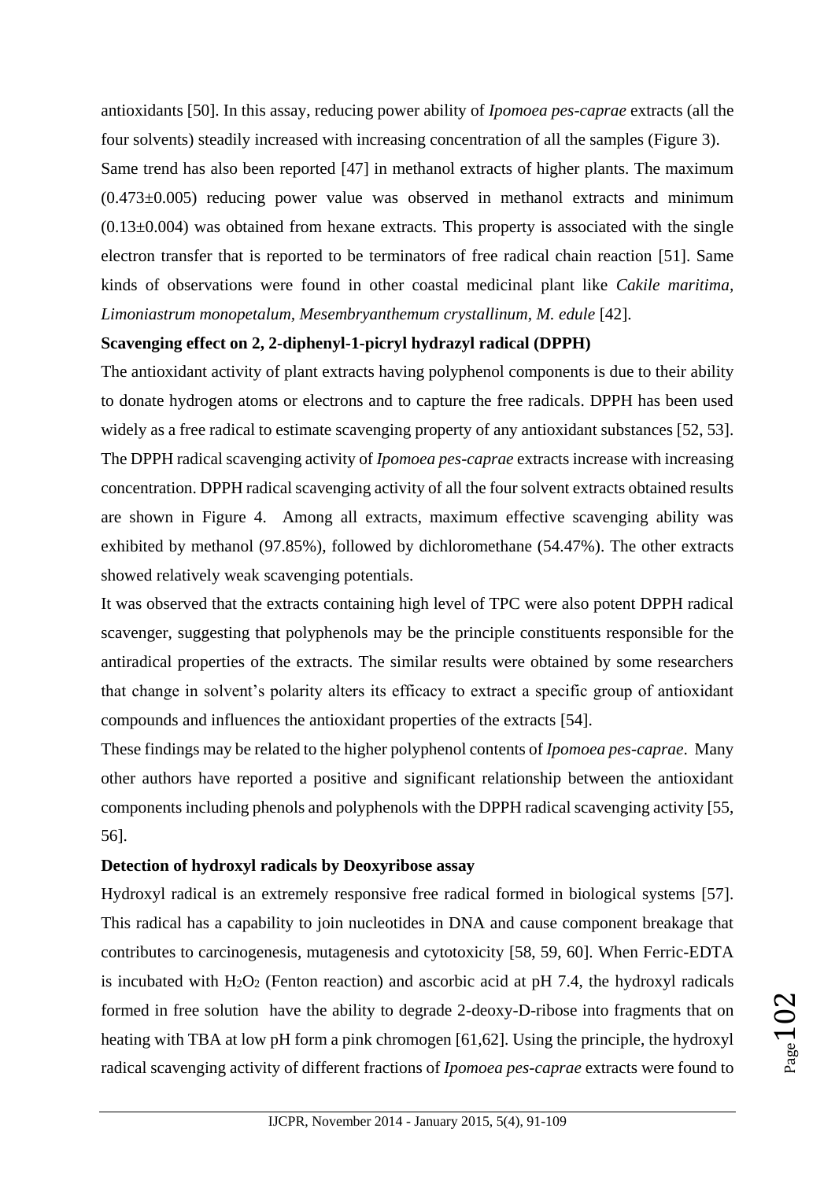antioxidants [50]. In this assay, reducing power ability of *Ipomoea pes-caprae* extracts (all the four solvents) steadily increased with increasing concentration of all the samples (Figure 3). Same trend has also been reported [47] in methanol extracts of higher plants. The maximum (0.473±0.005) reducing power value was observed in methanol extracts and minimum (0.13±0.004) was obtained from hexane extracts. This property is associated with the single electron transfer that is reported to be terminators of free radical chain reaction [51]. Same kinds of observations were found in other coastal medicinal plant like *Cakile maritima, Limoniastrum monopetalum, Mesembryanthemum crystallinum, M. edule* [42].

**Scavenging effect on 2, 2-diphenyl-1-picryl hydrazyl radical (DPPH)**

The antioxidant activity of plant extracts having polyphenol components is due to their ability to donate hydrogen atoms or electrons and to capture the free radicals. DPPH has been used widely as a free radical to estimate scavenging property of any antioxidant substances [52, 53]. The DPPH radical scavenging activity of *Ipomoea pes-caprae* extracts increase with increasing concentration. DPPH radical scavenging activity of all the four solvent extracts obtained results are shown in Figure 4. Among all extracts, maximum effective scavenging ability was exhibited by methanol (97.85%), followed by dichloromethane (54.47%). The other extracts showed relatively weak scavenging potentials.

It was observed that the extracts containing high level of TPC were also potent DPPH radical scavenger, suggesting that polyphenols may be the principle constituents responsible for the antiradical properties of the extracts. The similar results were obtained by some researchers that change in solvent's polarity alters its efficacy to extract a specific group of antioxidant compounds and influences the antioxidant properties of the extracts [54].

These findings may be related to the higher polyphenol contents of *Ipomoea pes-caprae*. Many other authors have reported a positive and significant relationship between the antioxidant components including phenols and polyphenols with the DPPH radical scavenging activity [55, 56].

**Detection of hydroxyl radicals by Deoxyribose assay**

Hydroxyl radical is an extremely responsive free radical formed in biological systems [57]. This radical has a capability to join nucleotides in DNA and cause component breakage that contributes to carcinogenesis, mutagenesis and cytotoxicity [58, 59, 60]. When Ferric-EDTA is incubated with $H_2O_2$ (Fenton reaction) and ascorbic acid at pH 7.4, the hydroxyl radicals formed in free solution have the ability to degrade 2-deoxy-D-ribose into fragments that on heating with TBA at low pH form a pink chromogen [61,62]. Using the principle, the hydroxyl radical scavenging activity of different fractions of *Ipomoea pes-caprae* extracts were found to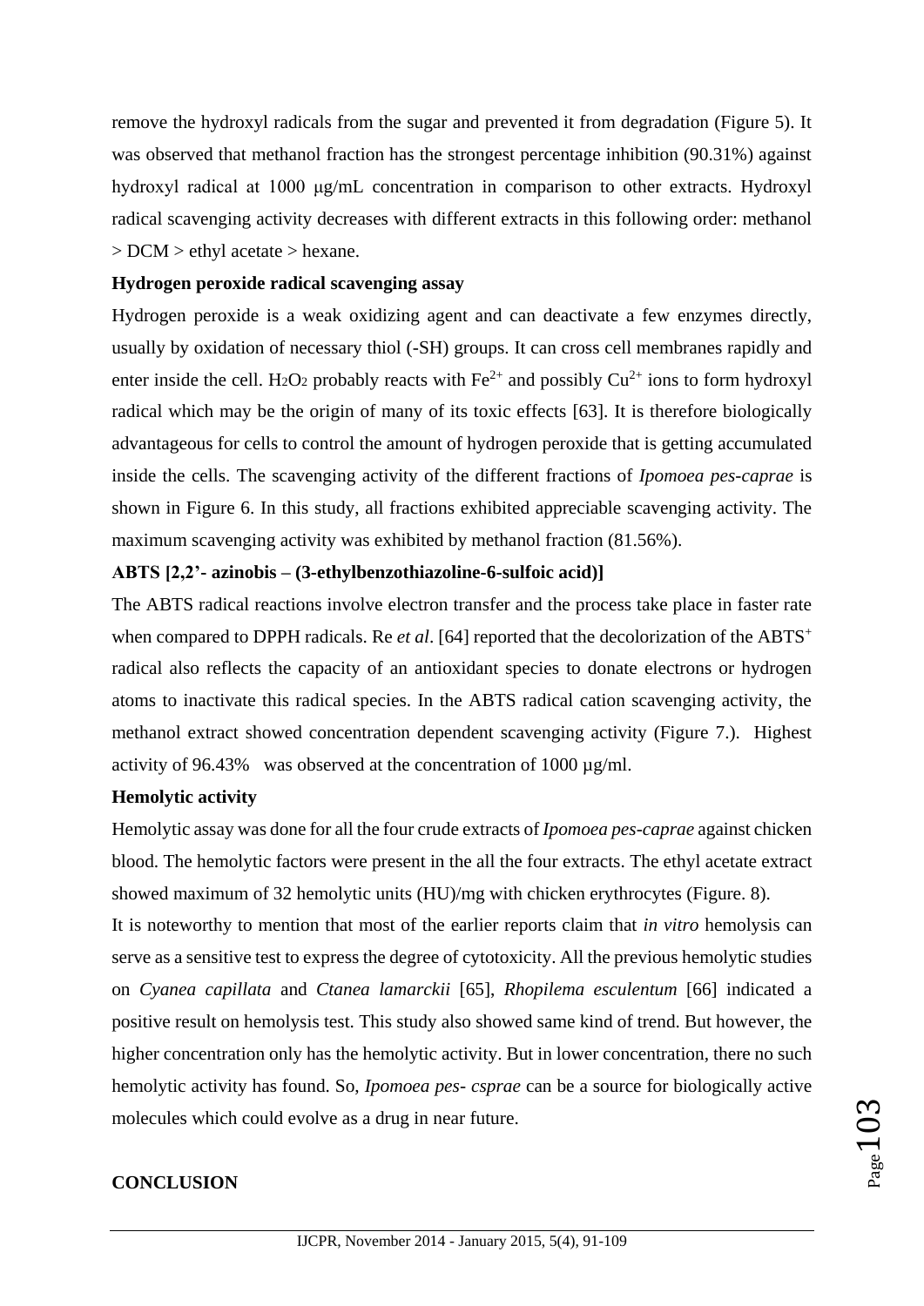remove the hydroxyl radicals from the sugar and prevented it from degradation (Figure 5). It was observed that methanol fraction has the strongest percentage inhibition (90.31%) against hydroxyl radical at 1000 μg/mL concentration in comparison to other extracts. Hydroxyl radical scavenging activity decreases with different extracts in this following order: methanol > DCM > ethyl acetate > hexane.

**Hydrogen peroxide radical scavenging assay**

Hydrogen peroxide is a weak oxidizing agent and can deactivate a few enzymes directly, usually by oxidation of necessary thiol (-SH) groups. It can cross cell membranes rapidly and enter inside the cell. $H_2O_2$ probably reacts with $Fe^{2+}$ and possibly $Cu^{2+}$ ions to form hydroxyl radical which may be the origin of many of its toxic effects [63]. It is therefore biologically advantageous for cells to control the amount of hydrogen peroxide that is getting accumulated inside the cells. The scavenging activity of the different fractions of *Ipomoea pes-caprae* is shown in Figure 6. In this study, all fractions exhibited appreciable scavenging activity. The maximum scavenging activity was exhibited by methanol fraction (81.56%).

**ABTS [2,2'- azinobis – (3-ethylbenzothiazoline-6-sulfoic acid)]**

The ABTS radical reactions involve electron transfer and the process take place in faster rate when compared to DPPH radicals. Re *et al*. [64] reported that the decolorization of the $ABTS^{+}$ radical also reflects the capacity of an antioxidant species to donate electrons or hydrogen atoms to inactivate this radical species. In the ABTS radical cation scavenging activity, the methanol extract showed concentration dependent scavenging activity (Figure 7.). Highest activity of 96.43% was observed at the concentration of 1000 µg/ml.

**Hemolytic activity**

Hemolytic assay was done for all the four crude extracts of *Ipomoea pes-caprae* against chicken blood. The hemolytic factors were present in the all the four extracts. The ethyl acetate extract showed maximum of 32 hemolytic units (HU)/mg with chicken erythrocytes (Figure. 8).

It is noteworthy to mention that most of the earlier reports claim that *in vitro* hemolysis can serve as a sensitive test to express the degree of cytotoxicity. All the previous hemolytic studies on *Cyanea capillata* and *Ctanea lamarckii* [65], *Rhopilema esculentum* [66] indicated a positive result on hemolysis test. This study also showed same kind of trend. But however, the higher concentration only has the hemolytic activity. But in lower concentration, there no such hemolytic activity has found. So, *Ipomoea pes- csprae* can be a source for biologically active molecules which could evolve as a drug in near future.

**CONCLUSION**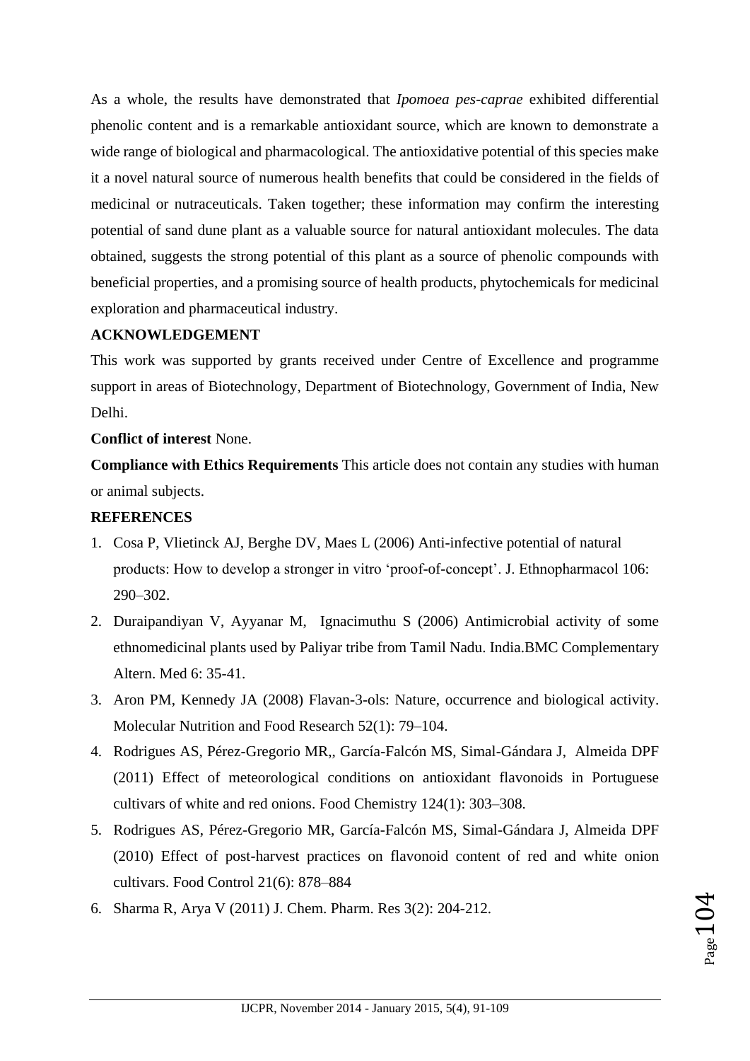As a whole, the results have demonstrated that *Ipomoea pes-caprae* exhibited differential phenolic content and is a remarkable antioxidant source, which are known to demonstrate a wide range of biological and pharmacological. The antioxidative potential of this species make it a novel natural source of numerous health benefits that could be considered in the fields of medicinal or nutraceuticals. Taken together; these information may confirm the interesting potential of sand dune plant as a valuable source for natural antioxidant molecules. The data obtained, suggests the strong potential of this plant as a source of phenolic compounds with beneficial properties, and a promising source of health products, phytochemicals for medicinal exploration and pharmaceutical industry.

**ACKNOWLEDGEMENT**

This work was supported by grants received under Centre of Excellence and programme support in areas of Biotechnology, Department of Biotechnology, Government of India, New Delhi.

**Conflict of interest** None.

**Compliance with Ethics Requirements** This article does not contain any studies with human or animal subjects.

**REFERENCES**

1. Cosa P, Vlietinck AJ, Berghe DV, Maes L (2006) Anti-infective potential of natural products: How to develop a stronger in vitro 'proof-of-concept'. J. Ethnopharmacol 106: 290–302.
2. Duraipandiyan V, Ayyanar M, Ignacimuthu S (2006) Antimicrobial activity of some ethnomedicinal plants used by Paliyar tribe from Tamil Nadu. India.BMC Complementary Altern. Med 6: 35-41.
3. Aron PM, Kennedy JA (2008) Flavan-3-ols: Nature, occurrence and biological activity. Molecular Nutrition and Food Research 52(1): 79–104.
4. Rodrigues AS, Pérez-Gregorio MR,, García-Falcón MS, Simal-Gándara J, Almeida DPF (2011) Effect of meteorological conditions on antioxidant flavonoids in Portuguese cultivars of white and red onions. Food Chemistry 124(1): 303–308.
5. Rodrigues AS, Pérez-Gregorio MR, García-Falcón MS, Simal-Gándara J, Almeida DPF (2010) Effect of post-harvest practices on flavonoid content of red and white onion cultivars. Food Control 21(6): 878–884
6. Sharma R, Arya V (2011) J. Chem. Pharm. Res 3(2): 204-212.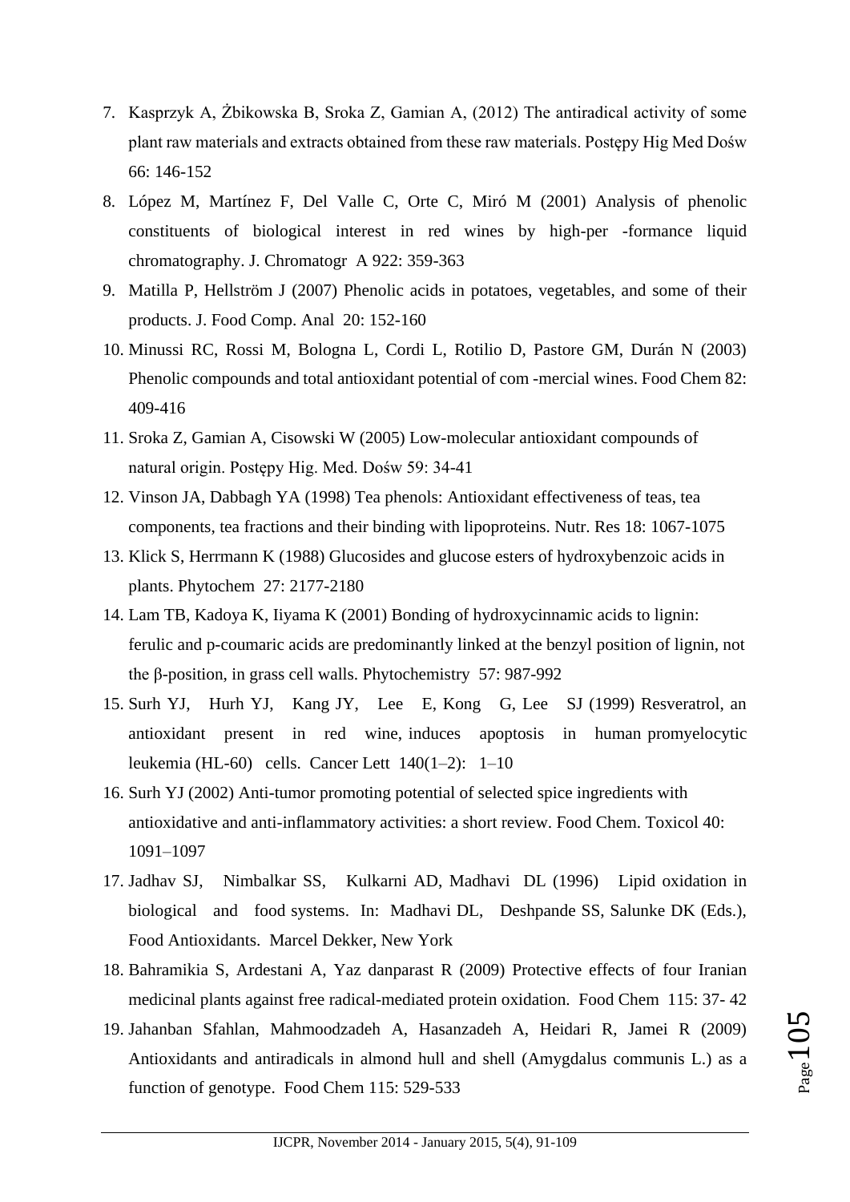7. Kasprzyk A, Żbikowska B, Sroka Z, Gamian A, (2012) The antiradical activity of some plant raw materials and extracts obtained from these raw materials. Postępy Hig Med Dośw 66: 146-152
8. López M, Martínez F, Del Valle C, Orte C, Miró M (2001) Analysis of phenolic constituents of biological interest in red wines by high-per -formance liquid chromatography. J. Chromatogr A 922: 359-363
9. Matilla P, Hellström J (2007) Phenolic acids in potatoes, vegetables, and some of their products. J. Food Comp. Anal 20: 152-160
10. Minussi RC, Rossi M, Bologna L, Cordi L, Rotilio D, Pastore GM, Durán N (2003) Phenolic compounds and total antioxidant potential of com -mercial wines. Food Chem 82: 409-416
11. Sroka Z, Gamian A, Cisowski W (2005) Low-molecular antioxidant compounds of natural origin. Postępy Hig. Med. Dośw 59: 34-41
12. Vinson JA, Dabbagh YA (1998) Tea phenols: Antioxidant effectiveness of teas, tea components, tea fractions and their binding with lipoproteins. Nutr. Res 18: 1067-1075
13. Klick S, Herrmann K (1988) Glucosides and glucose esters of hydroxybenzoic acids in plants. Phytochem 27: 2177-2180
14. Lam TB, Kadoya K, Iiyama K (2001) Bonding of hydroxycinnamic acids to lignin: ferulic and p-coumaric acids are predominantly linked at the benzyl position of lignin, not the β-position, in grass cell walls. Phytochemistry 57: 987-992
15. Surh YJ, Hurh YJ, Kang JY, Lee E, Kong G, Lee SJ (1999) Resveratrol, an antioxidant present in red wine, induces apoptosis in human promyelocytic leukemia (HL-60) cells. Cancer Lett 140(1–2): 1–10
16. Surh YJ (2002) Anti-tumor promoting potential of selected spice ingredients with antioxidative and anti-inflammatory activities: a short review. Food Chem. Toxicol 40: 1091–1097
17. Jadhav SJ, Nimbalkar SS, Kulkarni AD, Madhavi DL (1996) Lipid oxidation in biological and food systems. In: Madhavi DL, Deshpande SS, Salunke DK (Eds.), Food Antioxidants. Marcel Dekker, New York
18. Bahramikia S, Ardestani A, Yaz danparast R (2009) Protective effects of four Iranian medicinal plants against free radical-mediated protein oxidation. Food Chem 115: 37- 42
19. Jahanban Sfahlan, Mahmoodzadeh A, Hasanzadeh A, Heidari R, Jamei R (2009) Antioxidants and antiradicals in almond hull and shell (Amygdalus communis L.) as a function of genotype. Food Chem 115: 529-533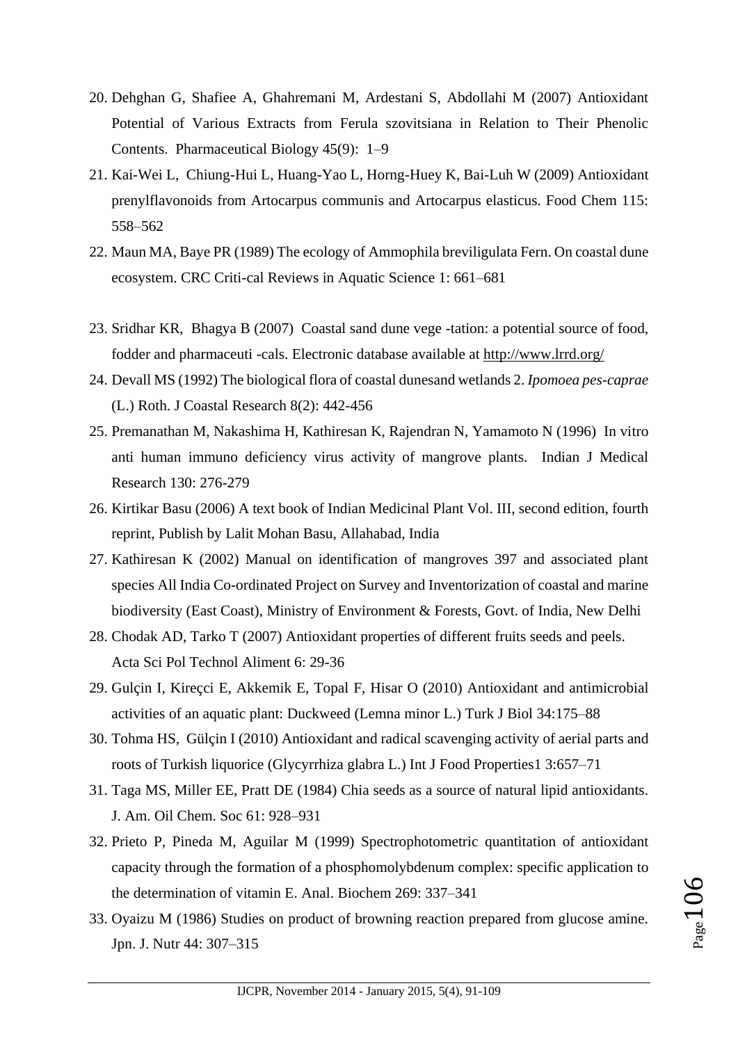20. Dehghan G, Shafiee A, Ghahremani M, Ardestani S, Abdollahi M (2007) Antioxidant Potential of Various Extracts from Ferula szovitsiana in Relation to Their Phenolic Contents. Pharmaceutical Biology 45(9): 1–9
21. Kai-Wei L, Chiung-Hui L, Huang-Yao L, Horng-Huey K, Bai-Luh W (2009) Antioxidant prenylflavonoids from Artocarpus communis and Artocarpus elasticus. Food Chem 115: 558–562
22. Maun MA, Baye PR (1989) The ecology of Ammophila breviligulata Fern. On coastal dune ecosystem. CRC Criti-cal Reviews in Aquatic Science 1: 661–681
23. Sridhar KR, Bhagya B (2007) Coastal sand dune vege -tation: a potential source of food, fodder and pharmaceuti -cals. Electronic database available at http://www.lrrd.org/
24. Devall MS (1992) The biological flora of coastal dunesand wetlands 2. *Ipomoea pes-caprae* (L.) Roth. J Coastal Research 8(2): 442-456
25. Premanathan M, Nakashima H, Kathiresan K, Rajendran N, Yamamoto N (1996) In vitro anti human immuno deficiency virus activity of mangrove plants. Indian J Medical Research 130: 276-279
26. Kirtikar Basu (2006) A text book of Indian Medicinal Plant Vol. III, second edition, fourth reprint, Publish by Lalit Mohan Basu, Allahabad, India
27. Kathiresan K (2002) Manual on identification of mangroves 397 and associated plant species All India Co-ordinated Project on Survey and Inventorization of coastal and marine biodiversity (East Coast), Ministry of Environment & Forests, Govt. of India, New Delhi
28. Chodak AD, Tarko T (2007) Antioxidant properties of different fruits seeds and peels. Acta Sci Pol Technol Aliment 6: 29-36
29. Gulçin I, Kireçci E, Akkemik E, Topal F, Hisar O (2010) Antioxidant and antimicrobial activities of an aquatic plant: Duckweed (Lemna minor L.) Turk J Biol 34:175–88
30. Tohma HS, Gülçin I (2010) Antioxidant and radical scavenging activity of aerial parts and roots of Turkish liquorice (Glycyrrhiza glabra L.) Int J Food Properties1 3:657–71
31. Taga MS, Miller EE, Pratt DE (1984) Chia seeds as a source of natural lipid antioxidants. J. Am. Oil Chem. Soc 61: 928–931
32. Prieto P, Pineda M, Aguilar M (1999) Spectrophotometric quantitation of antioxidant capacity through the formation of a phosphomolybdenum complex: specific application to the determination of vitamin E. Anal. Biochem 269: 337–341
33. Oyaizu M (1986) Studies on product of browning reaction prepared from glucose amine. Jpn. J. Nutr 44: 307–315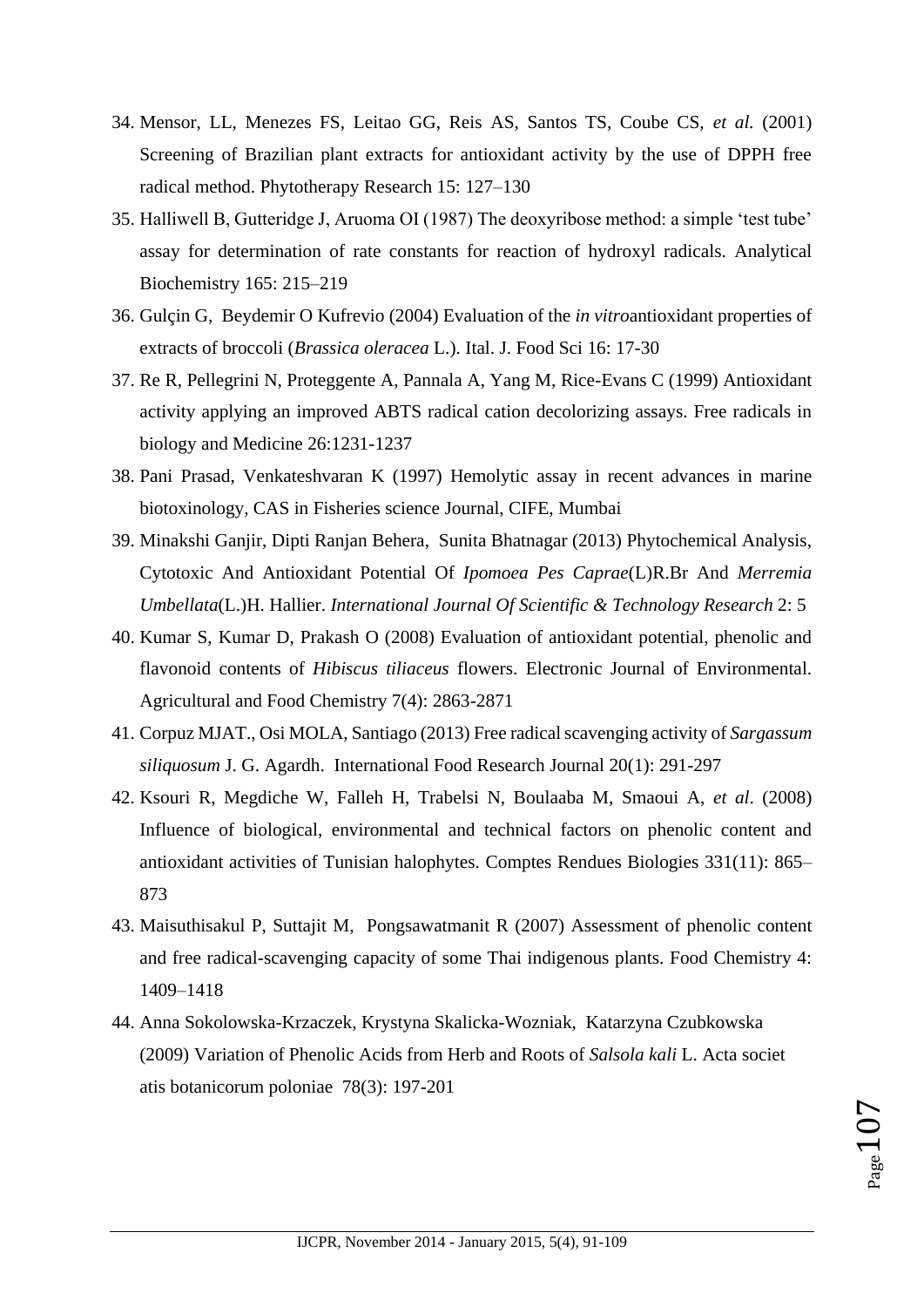34. Mensor, LL, Menezes FS, Leitao GG, Reis AS, Santos TS, Coube CS, *et al.* (2001) Screening of Brazilian plant extracts for antioxidant activity by the use of DPPH free radical method. Phytotherapy Research 15: 127–130
35. Halliwell B, Gutteridge J, Aruoma OI (1987) The deoxyribose method: a simple 'test tube' assay for determination of rate constants for reaction of hydroxyl radicals. Analytical Biochemistry 165: 215–219
36. Gulçin G, Beydemir O Kufrevio (2004) Evaluation of the *in vitro*antioxidant properties of extracts of broccoli (*Brassica oleracea* L.). Ital. J. Food Sci 16: 17-30
37. Re R, Pellegrini N, Proteggente A, Pannala A, Yang M, Rice-Evans C (1999) Antioxidant activity applying an improved ABTS radical cation decolorizing assays. Free radicals in biology and Medicine 26:1231-1237
38. Pani Prasad, Venkateshvaran K (1997) Hemolytic assay in recent advances in marine biotoxinology, CAS in Fisheries science Journal, CIFE, Mumbai
39. Minakshi Ganjir, Dipti Ranjan Behera, Sunita Bhatnagar (2013) Phytochemical Analysis, Cytotoxic And Antioxidant Potential Of *Ipomoea Pes Caprae*(L)R.Br And *Merremia Umbellata*(L.)H. Hallier. *International Journal Of Scientific & Technology Research* 2: 5
40. Kumar S, Kumar D, Prakash O (2008) Evaluation of antioxidant potential, phenolic and flavonoid contents of *Hibiscus tiliaceus* flowers. Electronic Journal of Environmental. Agricultural and Food Chemistry 7(4): 2863-2871
41. Corpuz MJAT., Osi MOLA, Santiago (2013) Free radical scavenging activity of *Sargassum siliquosum* J. G. Agardh. International Food Research Journal 20(1): 291-297
42. Ksouri R, Megdiche W, Falleh H, Trabelsi N, Boulaaba M, Smaoui A, *et al*. (2008) Influence of biological, environmental and technical factors on phenolic content and antioxidant activities of Tunisian halophytes. Comptes Rendues Biologies 331(11): 865–873
43. Maisuthisakul P, Suttajit M, Pongsawatmanit R (2007) Assessment of phenolic content and free radical-scavenging capacity of some Thai indigenous plants. Food Chemistry 4: 1409–1418
44. Anna Sokolowska-Krzaczek, Krystyna Skalicka-Wozniak, Katarzyna Czubkowska (2009) Variation of Phenolic Acids from Herb and Roots of *Salsola kali* L. Acta societ atis botanicorum poloniae 78(3): 197-201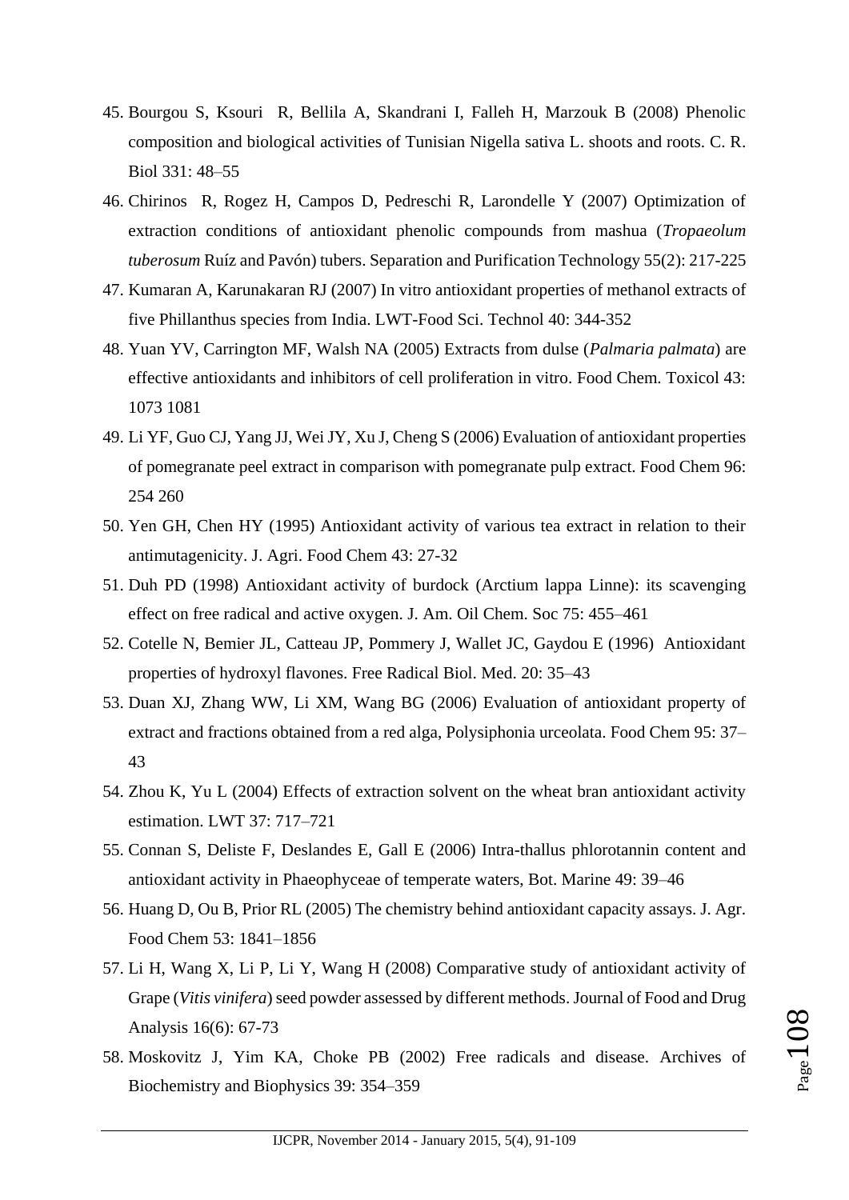45. Bourgou S, Ksouri R, Bellila A, Skandrani I, Falleh H, Marzouk B (2008) Phenolic composition and biological activities of Tunisian Nigella sativa L. shoots and roots. C. R. Biol 331: 48–55
46. Chirinos R, Rogez H, Campos D, Pedreschi R, Larondelle Y (2007) Optimization of extraction conditions of antioxidant phenolic compounds from mashua (*Tropaeolum tuberosum* Ruíz and Pavón) tubers. Separation and Purification Technology 55(2): 217-225
47. Kumaran A, Karunakaran RJ (2007) In vitro antioxidant properties of methanol extracts of five Phillanthus species from India. LWT-Food Sci. Technol 40: 344-352
48. Yuan YV, Carrington MF, Walsh NA (2005) Extracts from dulse (*Palmaria palmata*) are effective antioxidants and inhibitors of cell proliferation in vitro. Food Chem. Toxicol 43: 1073 1081
49. Li YF, Guo CJ, Yang JJ, Wei JY, Xu J, Cheng S (2006) Evaluation of antioxidant properties of pomegranate peel extract in comparison with pomegranate pulp extract. Food Chem 96: 254 260
50. Yen GH, Chen HY (1995) Antioxidant activity of various tea extract in relation to their antimutagenicity. J. Agri. Food Chem 43: 27-32
51. Duh PD (1998) Antioxidant activity of burdock (Arctium lappa Linne): its scavenging effect on free radical and active oxygen. J. Am. Oil Chem. Soc 75: 455–461
52. Cotelle N, Bemier JL, Catteau JP, Pommery J, Wallet JC, Gaydou E (1996) Antioxidant properties of hydroxyl flavones. Free Radical Biol. Med. 20: 35–43
53. Duan XJ, Zhang WW, Li XM, Wang BG (2006) Evaluation of antioxidant property of extract and fractions obtained from a red alga, Polysiphonia urceolata. Food Chem 95: 37–43
54. Zhou K, Yu L (2004) Effects of extraction solvent on the wheat bran antioxidant activity estimation. LWT 37: 717–721
55. Connan S, Deliste F, Deslandes E, Gall E (2006) Intra-thallus phlorotannin content and antioxidant activity in Phaeophyceae of temperate waters, Bot. Marine 49: 39–46
56. Huang D, Ou B, Prior RL (2005) The chemistry behind antioxidant capacity assays. J. Agr. Food Chem 53: 1841–1856
57. Li H, Wang X, Li P, Li Y, Wang H (2008) Comparative study of antioxidant activity of Grape (*Vitis vinifera*) seed powder assessed by different methods. Journal of Food and Drug Analysis 16(6): 67-73
58. Moskovitz J, Yim KA, Choke PB (2002) Free radicals and disease. Archives of Biochemistry and Biophysics 39: 354–359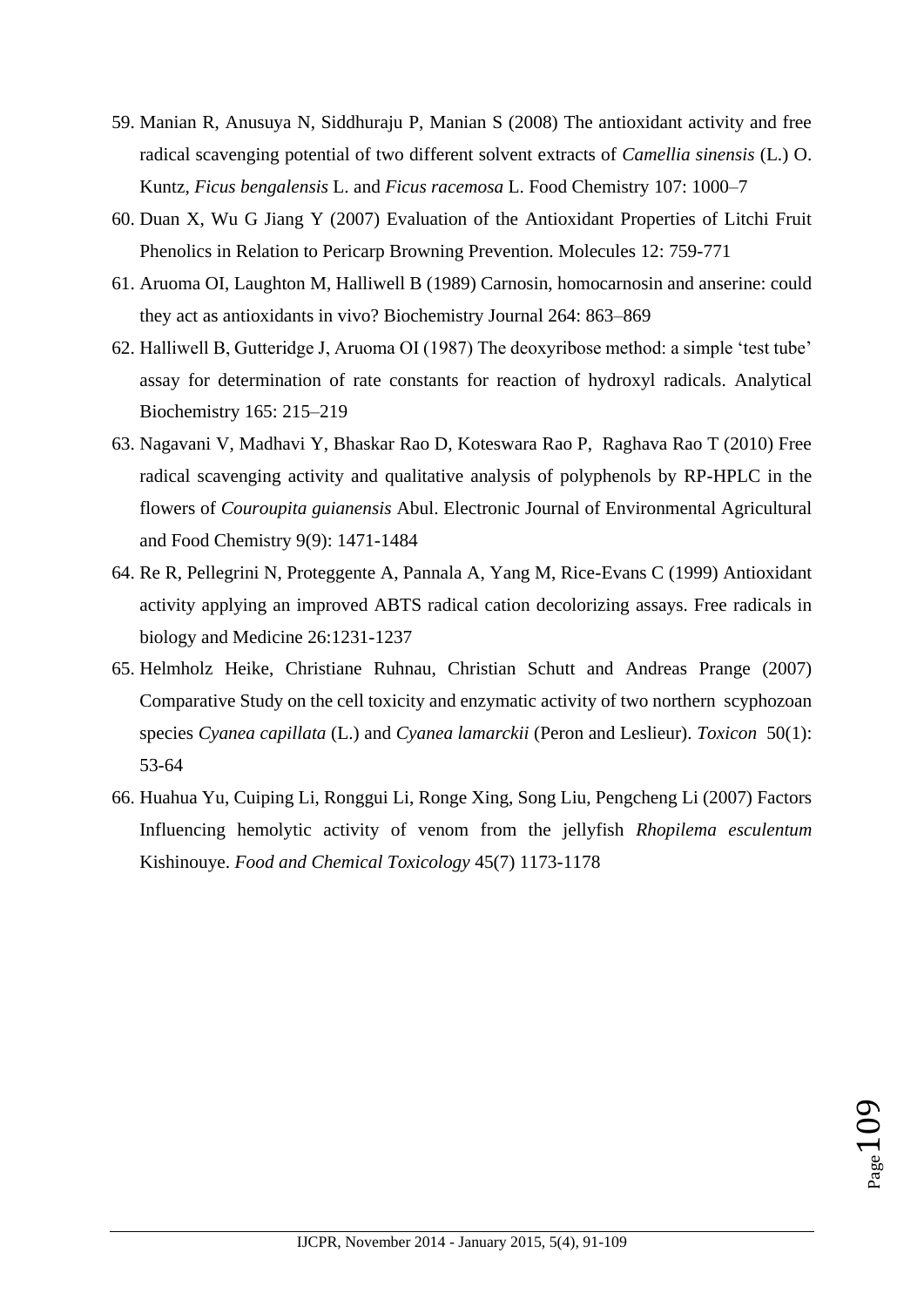59. Manian R, Anusuya N, Siddhuraju P, Manian S (2008) The antioxidant activity and free radical scavenging potential of two different solvent extracts of *Camellia sinensis* (L.) O. Kuntz, *Ficus bengalensis* L. and *Ficus racemosa* L. Food Chemistry 107: 1000–7
60. Duan X, Wu G Jiang Y (2007) Evaluation of the Antioxidant Properties of Litchi Fruit Phenolics in Relation to Pericarp Browning Prevention. Molecules 12: 759-771
61. Aruoma OI, Laughton M, Halliwell B (1989) Carnosin, homocarnosin and anserine: could they act as antioxidants in vivo? Biochemistry Journal 264: 863–869
62. Halliwell B, Gutteridge J, Aruoma OI (1987) The deoxyribose method: a simple 'test tube' assay for determination of rate constants for reaction of hydroxyl radicals. Analytical Biochemistry 165: 215–219
63. Nagavani V, Madhavi Y, Bhaskar Rao D, Koteswara Rao P, Raghava Rao T (2010) Free radical scavenging activity and qualitative analysis of polyphenols by RP-HPLC in the flowers of *Couroupita guianensis* Abul. Electronic Journal of Environmental Agricultural and Food Chemistry 9(9): 1471-1484
64. Re R, Pellegrini N, Proteggente A, Pannala A, Yang M, Rice-Evans C (1999) Antioxidant activity applying an improved ABTS radical cation decolorizing assays. Free radicals in biology and Medicine 26:1231-1237
65. Helmholz Heike, Christiane Ruhnau, Christian Schutt and Andreas Prange (2007) Comparative Study on the cell toxicity and enzymatic activity of two northern scyphozoan species *Cyanea capillata* (L.) and *Cyanea lamarckii* (Peron and Leslieur). *Toxicon* 50(1): 53-64
66. Huahua Yu, Cuiping Li, Ronggui Li, Ronge Xing, Song Liu, Pengcheng Li (2007) Factors Influencing hemolytic activity of venom from the jellyfish *Rhopilema esculentum* Kishinouye. *Food and Chemical Toxicology* 45(7) 1173-1178